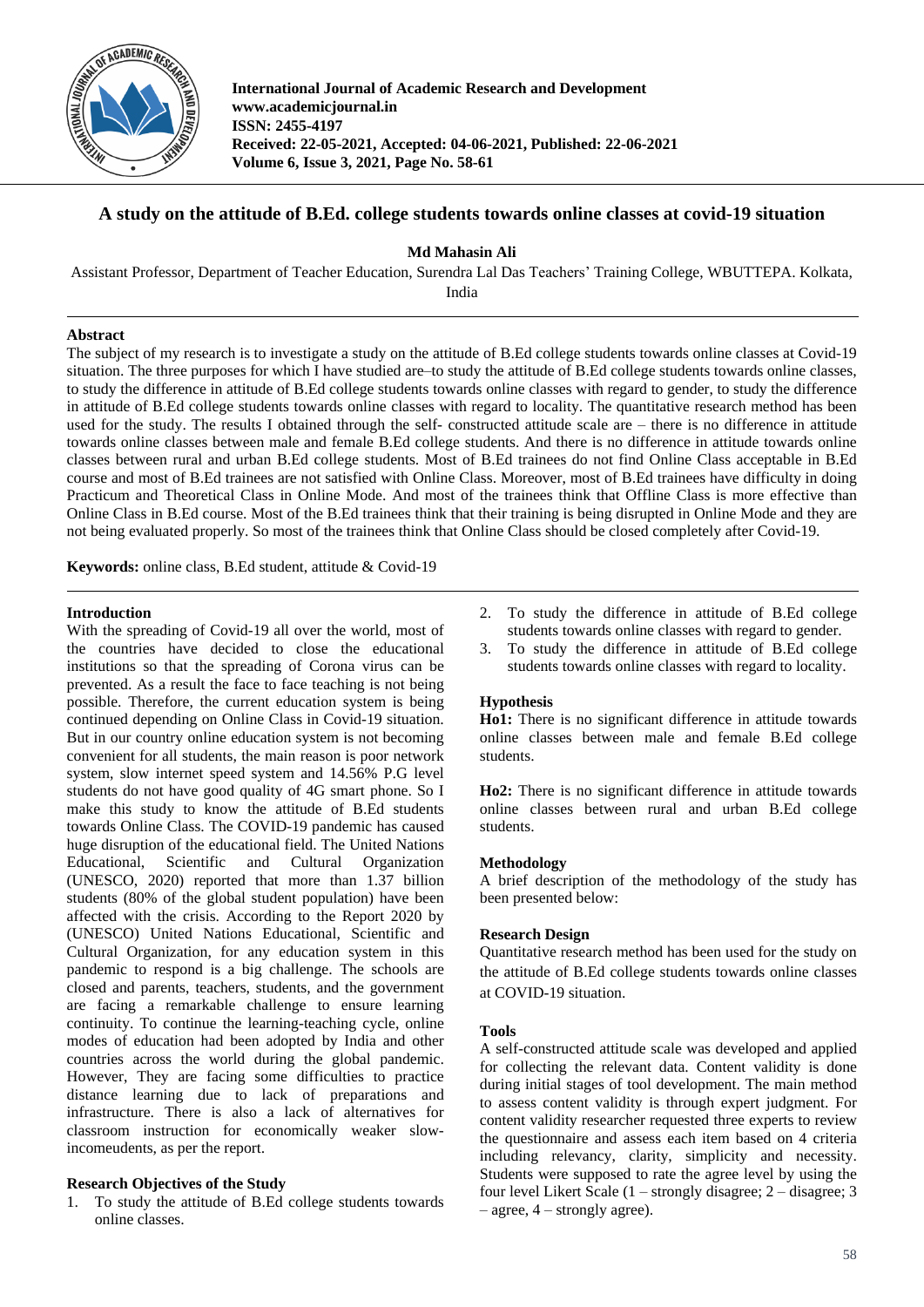# A study on the attitude of B.Ed. college students towards online classes at covid-19 situation

**Md Mahasin Ali**

Assistant Professor, Department of Teacher Education, Surendra Lal Das Teachers' Training College, WBUTTEPA. Kolkata, India

## Abstract

The subject of my research is to investigate a study on the attitude of B.Ed college students towards online classes at Covid-19 situation. The three purposes for which I have studied are–to study the attitude of B.Ed college students towards online classes, to study the difference in attitude of B.Ed college students towards online classes with regard to gender, to study the difference in attitude of B.Ed college students towards online classes with regard to locality. The quantitative research method has been used for the study. The results I obtained through the self- constructed attitude scale are – there is no difference in attitude towards online classes between male and female B.Ed college students. And there is no difference in attitude towards online classes between rural and urban B.Ed college students. Most of B.Ed trainees do not find Online Class acceptable in B.Ed course and most of B.Ed trainees are not satisfied with Online Class. Moreover, most of B.Ed trainees have difficulty in doing Practicum and Theoretical Class in Online Mode. And most of the trainees think that Offline Class is more effective than Online Class in B.Ed course. Most of the B.Ed trainees think that their training is being disrupted in Online Mode and they are not being evaluated properly. So most of the trainees think that Online Class should be closed completely after Covid-19.

**Keywords:** online class, B.Ed student, attitude & Covid-19

## Introduction

With the spreading of Covid-19 all over the world, most of the countries have decided to close the educational institutions so that the spreading of Corona virus can be prevented. As a result the face to face teaching is not being possible. Therefore, the current education system is being continued depending on Online Class in Covid-19 situation. But in our country online education system is not becoming convenient for all students, the main reason is poor network system, slow internet speed system and 14.56% P.G level students do not have good quality of 4G smart phone. So I make this study to know the attitude of B.Ed students towards Online Class. The COVID-19 pandemic has caused huge disruption of the educational field. The United Nations Educational, Scientific and Cultural Organization (UNESCO, 2020) reported that more than 1.37 billion students (80% of the global student population) have been affected with the crisis. According to the Report 2020 by (UNESCO) United Nations Educational, Scientific and Cultural Organization, for any education system in this pandemic to respond is a big challenge. The schools are closed and parents, teachers, students, and the government are facing a remarkable challenge to ensure learning continuity. To continue the learning-teaching cycle, online modes of education had been adopted by India and other countries across the world during the global pandemic. However, They are facing some difficulties to practice distance learning due to lack of preparations and infrastructure. There is also a lack of alternatives for classroom instruction for economically weaker slow-incomeudents, as per the report.

## Research Objectives of the Study

1. To study the attitude of B.Ed college students towards online classes.
2. To study the difference in attitude of B.Ed college students towards online classes with regard to gender.
3. To study the difference in attitude of B.Ed college students towards online classes with regard to locality.

## Hypothesis

**Ho1:** There is no significant difference in attitude towards online classes between male and female B.Ed college students.

**Ho2:** There is no significant difference in attitude towards online classes between rural and urban B.Ed college students.

## Methodology

A brief description of the methodology of the study has been presented below:

### Research Design

Quantitative research method has been used for the study on the attitude of B.Ed college students towards online classes at COVID-19 situation.

### Tools

A self-constructed attitude scale was developed and applied for collecting the relevant data. Content validity is done during initial stages of tool development. The main method to assess content validity is through expert judgment. For content validity researcher requested three experts to review the questionnaire and assess each item based on 4 criteria including relevancy, clarity, simplicity and necessity. Students were supposed to rate the agree level by using the four level Likert Scale (1 – strongly disagree; 2 – disagree; 3 – agree, 4 – strongly agree).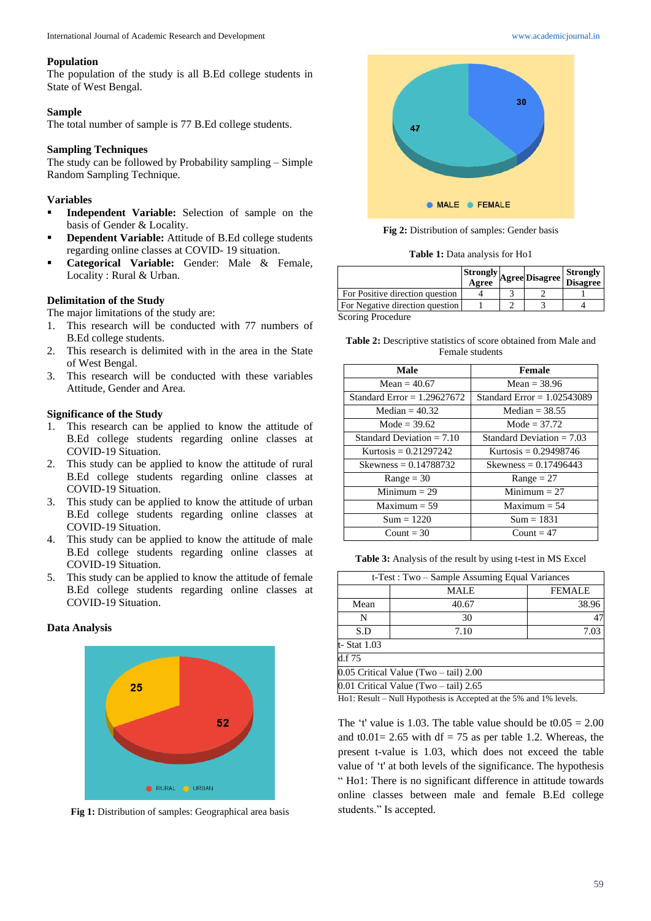### Population

The population of the study is all B.Ed college students in State of West Bengal.

### Sample

The total number of sample is 77 B.Ed college students.

### Sampling Techniques

The study can be followed by Probability sampling – Simple Random Sampling Technique.

### Variables

- **Independent Variable:** Selection of sample on the basis of Gender & Locality.
- **Dependent Variable:** Attitude of B.Ed college students regarding online classes at COVID- 19 situation.
- **Categorical Variable:** Gender: Male & Female, Locality : Rural & Urban.

### Delimitation of the Study

The major limitations of the study are:

1. This research will be conducted with 77 numbers of B.Ed college students.
2. This research is delimited with in the area in the State of West Bengal.
3. This research will be conducted with these variables Attitude, Gender and Area.

### Significance of the Study

1. This research can be applied to know the attitude of B.Ed college students regarding online classes at COVID-19 Situation.
2. This study can be applied to know the attitude of rural B.Ed college students regarding online classes at COVID-19 Situation.
3. This study can be applied to know the attitude of urban B.Ed college students regarding online classes at COVID-19 Situation.
4. This study can be applied to know the attitude of male B.Ed college students regarding online classes at COVID-19 Situation.
5. This study can be applied to know the attitude of female B.Ed college students regarding online classes at COVID-19 Situation.

### Data Analysis

**Fig 1:** Distribution of samples: Geographical area basis

**Fig 2:** Distribution of samples: Gender basis

**Table 1:** Data analysis for Ho1

| | Strongly Agree | Agree | Disagree | Strongly Disagree |
|---|---|---|---|---|
| For Positive direction question | 4 | 3 | 2 | 1 |
| For Negative direction question | 1 | 2 | 3 | 4 |

Scoring Procedure

**Table 2:** Descriptive statistics of score obtained from Male and Female students

| Male | Female |
|---|---|
| Mean = 40.67 | Mean = 38.96 |
| Standard Error = 1.29627672 | Standard Error = 1.02543089 |
| Median = 40.32 | Median = 38.55 |
| Mode = 39.62 | Mode = 37.72 |
| Standard Deviation = 7.10 | Standard Deviation = 7.03 |
| Kurtosis = 0.21297242 | Kurtosis = 0.29498746 |
| Skewness = 0.14788732 | Skewness = 0.17496443 |
| Range = 30 | Range = 27 |
| Minimum = 29 | Minimum = 27 |
| Maximum = 59 | Maximum = 54 |
| Sum = 1220 | Sum = 1831 |
| Count = 30 | Count = 47 |

**Table 3:** Analysis of the result by using t-test in MS Excel

| t-Test : Two – Sample Assuming Equal Variances | | |
|---|---|---|
| | MALE | FEMALE |
| Mean | 40.67 | 38.96 |
| N | 30 | 47 |
| S.D | 7.10 | 7.03 |
| t- Stat 1.03 | | |
| d.f 75 | | |
| 0.05 Critical Value (Two – tail) 2.00 | | |
| 0.01 Critical Value (Two – tail) 2.65 | | |

Ho1: Result – Null Hypothesis is Accepted at the 5% and 1% levels.

The 't' value is 1.03. The table value should be t0.05 = 2.00 and t0.01= 2.65 with df = 75 as per table 1.2. Whereas, the present t-value is 1.03, which does not exceed the table value of 't' at both levels of the significance. The hypothesis " Ho1: There is no significant difference in attitude towards online classes between male and female B.Ed college students." Is accepted.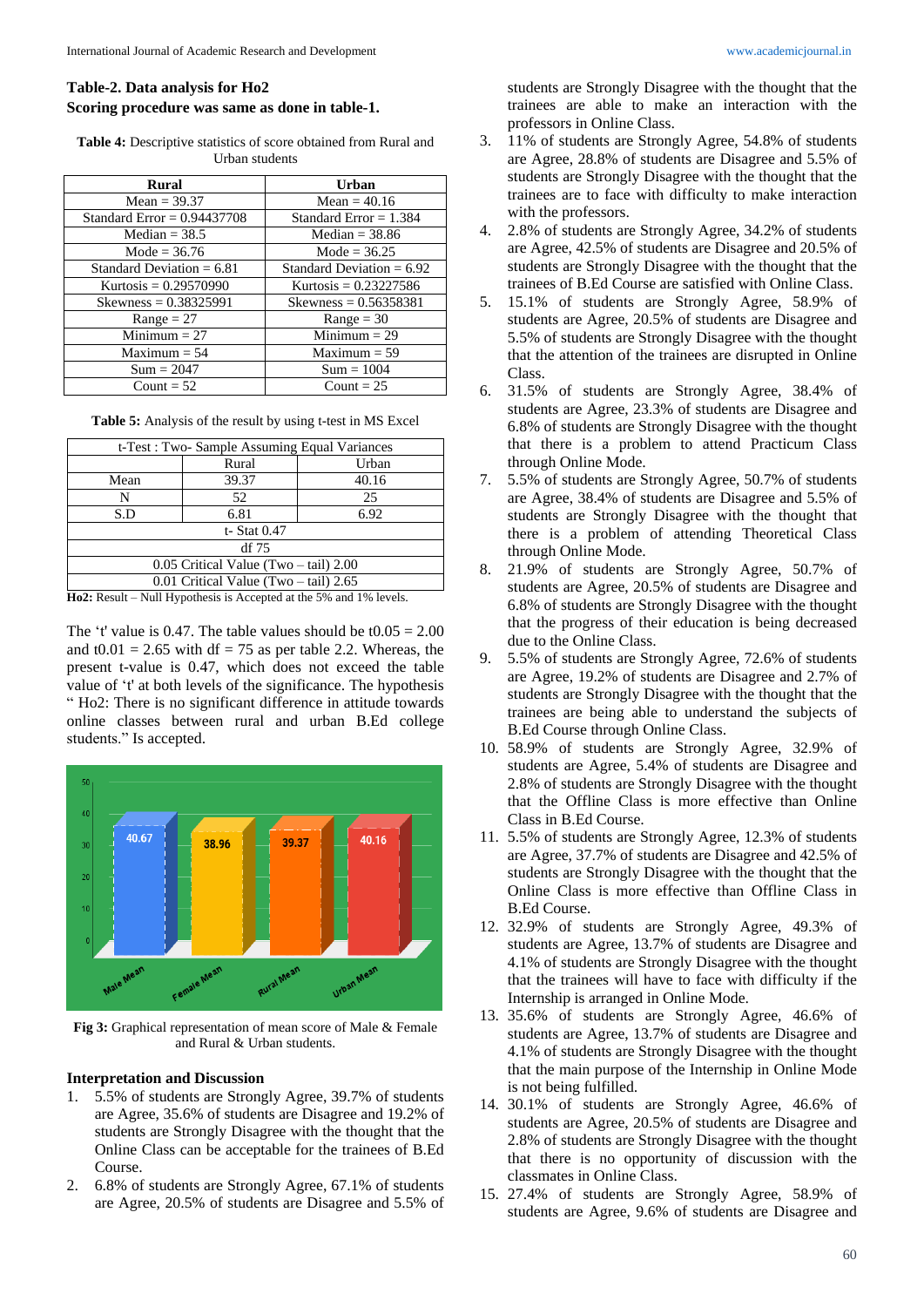**Table-2. Data analysis for Ho2**

**Scoring procedure was same as done in table-1.**

**Table 4:** Descriptive statistics of score obtained from Rural and Urban students

| Rural | Urban |
|---|---|
| Mean = 39.37 | Mean = 40.16 |
| Standard Error = 0.94437708 | Standard Error = 1.384 |
| Median = 38.5 | Median = 38.86 |
| Mode = 36.76 | Mode = 36.25 |
| Standard Deviation = 6.81 | Standard Deviation = 6.92 |
| Kurtosis = 0.29570990 | Kurtosis = 0.23227586 |
| Skewness = 0.38325991 | Skewness = 0.56358381 |
| Range = 27 | Range = 30 |
| Minimum = 27 | Minimum = 29 |
| Maximum = 54 | Maximum = 59 |
| Sum = 2047 | Sum = 1004 |
| Count = 52 | Count = 25 |

**Table 5:** Analysis of the result by using t-test in MS Excel

| t-Test : Two- Sample Assuming Equal Variances | | |
|---|---|---|
| | Rural | Urban |
| Mean | 39.37 | 40.16 |
| N | 52 | 25 |
| S.D | 6.81 | 6.92 |
| t- Stat 0.47 | | |
| df 75 | | |
| 0.05 Critical Value (Two – tail) 2.00 | | |
| 0.01 Critical Value (Two – tail) 2.65 | | |

**Ho2:** Result – Null Hypothesis is Accepted at the 5% and 1% levels.

The 't' value is 0.47. The table values should be $t0.05 = 2.00$ and $t0.01 = 2.65$ with $df = 75$ as per table 2.2. Whereas, the present t-value is 0.47, which does not exceed the table value of 't' at both levels of the significance. The hypothesis " Ho2: There is no significant difference in attitude towards online classes between rural and urban B.Ed college students." Is accepted.

**Fig 3:** Graphical representation of mean score of Male & Female and Rural & Urban students.

### Interpretation and Discussion

1. 5.5% of students are Strongly Agree, 39.7% of students are Agree, 35.6% of students are Disagree and 19.2% of students are Strongly Disagree with the thought that the Online Class can be acceptable for the trainees of B.Ed Course.
2. 6.8% of students are Strongly Agree, 67.1% of students are Agree, 20.5% of students are Disagree and 5.5% of students are Strongly Disagree with the thought that the trainees are able to make an interaction with the professors in Online Class.
3. 11% of students are Strongly Agree, 54.8% of students are Agree, 28.8% of students are Disagree and 5.5% of students are Strongly Disagree with the thought that the trainees are to face with difficulty to make interaction with the professors.
4. 2.8% of students are Strongly Agree, 34.2% of students are Agree, 42.5% of students are Disagree and 20.5% of students are Strongly Disagree with the thought that the trainees of B.Ed Course are satisfied with Online Class.
5. 15.1% of students are Strongly Agree, 58.9% of students are Agree, 20.5% of students are Disagree and 5.5% of students are Strongly Disagree with the thought that the attention of the trainees are disrupted in Online Class.
6. 31.5% of students are Strongly Agree, 38.4% of students are Agree, 23.3% of students are Disagree and 6.8% of students are Strongly Disagree with the thought that there is a problem to attend Practicum Class through Online Mode.
7. 5.5% of students are Strongly Agree, 50.7% of students are Agree, 38.4% of students are Disagree and 5.5% of students are Strongly Disagree with the thought that there is a problem of attending Theoretical Class through Online Mode.
8. 21.9% of students are Strongly Agree, 50.7% of students are Agree, 20.5% of students are Disagree and 6.8% of students are Strongly Disagree with the thought that the progress of their education is being decreased due to the Online Class.
9. 5.5% of students are Strongly Agree, 72.6% of students are Agree, 19.2% of students are Disagree and 2.7% of students are Strongly Disagree with the thought that the trainees are being able to understand the subjects of B.Ed Course through Online Class.
10. 58.9% of students are Strongly Agree, 32.9% of students are Agree, 5.4% of students are Disagree and 2.8% of students are Strongly Disagree with the thought that the Offline Class is more effective than Online Class in B.Ed Course.
11. 5.5% of students are Strongly Agree, 12.3% of students are Agree, 37.7% of students are Disagree and 42.5% of students are Strongly Disagree with the thought that the Online Class is more effective than Offline Class in B.Ed Course.
12. 32.9% of students are Strongly Agree, 49.3% of students are Agree, 13.7% of students are Disagree and 4.1% of students are Strongly Disagree with the thought that the trainees will have to face with difficulty if the Internship is arranged in Online Mode.
13. 35.6% of students are Strongly Agree, 46.6% of students are Agree, 13.7% of students are Disagree and 4.1% of students are Strongly Disagree with the thought that the main purpose of the Internship in Online Mode is not being fulfilled.
14. 30.1% of students are Strongly Agree, 46.6% of students are Agree, 20.5% of students are Disagree and 2.8% of students are Strongly Disagree with the thought that there is no opportunity of discussion with the classmates in Online Class.
15. 27.4% of students are Strongly Agree, 58.9% of students are Agree, 9.6% of students are Disagree and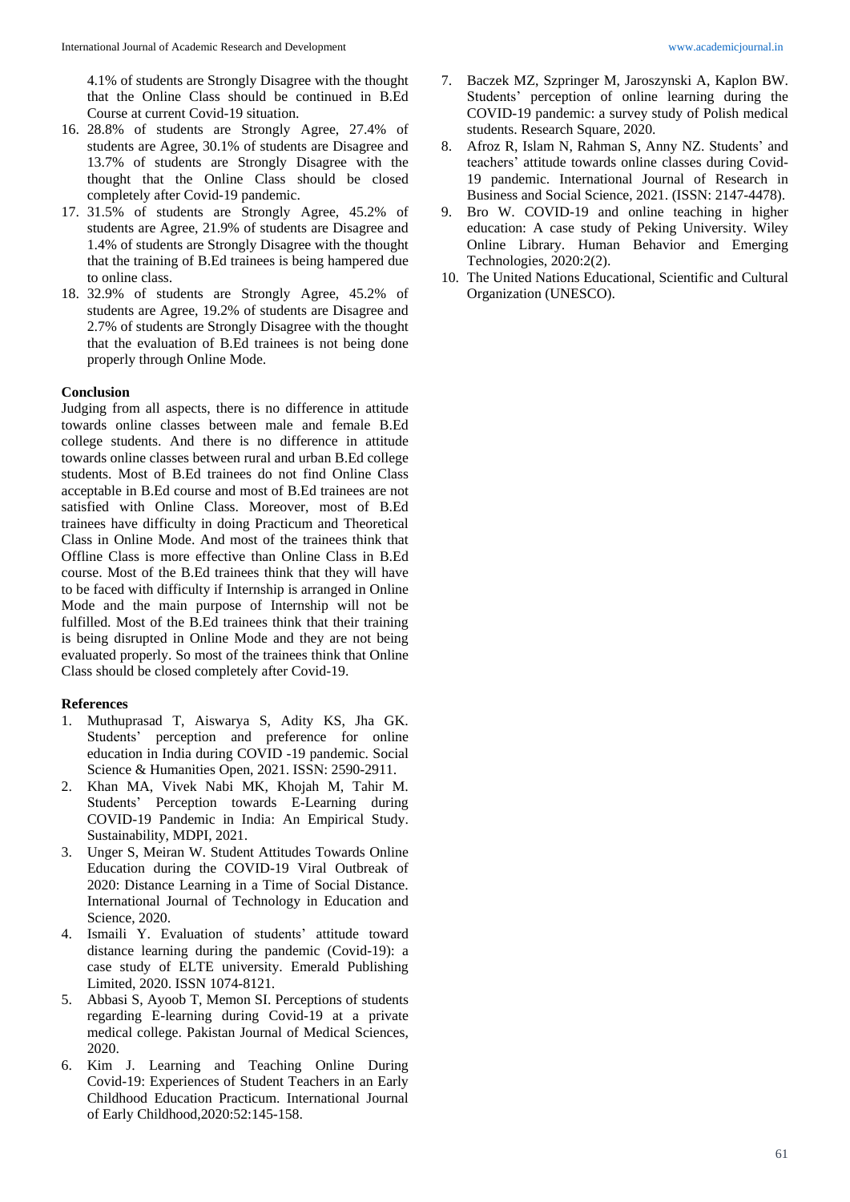4.1% of students are Strongly Disagree with the thought that the Online Class should be continued in B.Ed Course at current Covid-19 situation.

16. 28.8% of students are Strongly Agree, 27.4% of students are Agree, 30.1% of students are Disagree and 13.7% of students are Strongly Disagree with the thought that the Online Class should be closed completely after Covid-19 pandemic.
17. 31.5% of students are Strongly Agree, 45.2% of students are Agree, 21.9% of students are Disagree and 1.4% of students are Strongly Disagree with the thought that the training of B.Ed trainees is being hampered due to online class.
18. 32.9% of students are Strongly Agree, 45.2% of students are Agree, 19.2% of students are Disagree and 2.7% of students are Strongly Disagree with the thought that the evaluation of B.Ed trainees is not being done properly through Online Mode.

## Conclusion

Judging from all aspects, there is no difference in attitude towards online classes between male and female B.Ed college students. And there is no difference in attitude towards online classes between rural and urban B.Ed college students. Most of B.Ed trainees do not find Online Class acceptable in B.Ed course and most of B.Ed trainees are not satisfied with Online Class. Moreover, most of B.Ed trainees have difficulty in doing Practicum and Theoretical Class in Online Mode. And most of the trainees think that Offline Class is more effective than Online Class in B.Ed course. Most of the B.Ed trainees think that they will have to be faced with difficulty if Internship is arranged in Online Mode and the main purpose of Internship will not be fulfilled. Most of the B.Ed trainees think that their training is being disrupted in Online Mode and they are not being evaluated properly. So most of the trainees think that Online Class should be closed completely after Covid-19.

## References

1. Muthuprasad T, Aiswarya S, Adity KS, Jha GK. Students' perception and preference for online education in India during COVID -19 pandemic. Social Science & Humanities Open, 2021. ISSN: 2590-2911.
2. Khan MA, Vivek Nabi MK, Khojah M, Tahir M. Students' Perception towards E-Learning during COVID-19 Pandemic in India: An Empirical Study. Sustainability, MDPI, 2021.
3. Unger S, Meiran W. Student Attitudes Towards Online Education during the COVID-19 Viral Outbreak of 2020: Distance Learning in a Time of Social Distance. International Journal of Technology in Education and Science, 2020.
4. Ismaili Y. Evaluation of students' attitude toward distance learning during the pandemic (Covid-19): a case study of ELTE university. Emerald Publishing Limited, 2020. ISSN 1074-8121.
5. Abbasi S, Ayoob T, Memon SI. Perceptions of students regarding E-learning during Covid-19 at a private medical college. Pakistan Journal of Medical Sciences, 2020.
6. Kim J. Learning and Teaching Online During Covid-19: Experiences of Student Teachers in an Early Childhood Education Practicum. International Journal of Early Childhood,2020:52:145-158.
7. Baczek MZ, Szpringer M, Jaroszynski A, Kaplon BW. Students' perception of online learning during the COVID-19 pandemic: a survey study of Polish medical students. Research Square, 2020.
8. Afroz R, Islam N, Rahman S, Anny NZ. Students' and teachers' attitude towards online classes during Covid-19 pandemic. International Journal of Research in Business and Social Science, 2021. (ISSN: 2147-4478).
9. Bro W. COVID-19 and online teaching in higher education: A case study of Peking University. Wiley Online Library. Human Behavior and Emerging Technologies, 2020:2(2).
10. The United Nations Educational, Scientific and Cultural Organization (UNESCO).